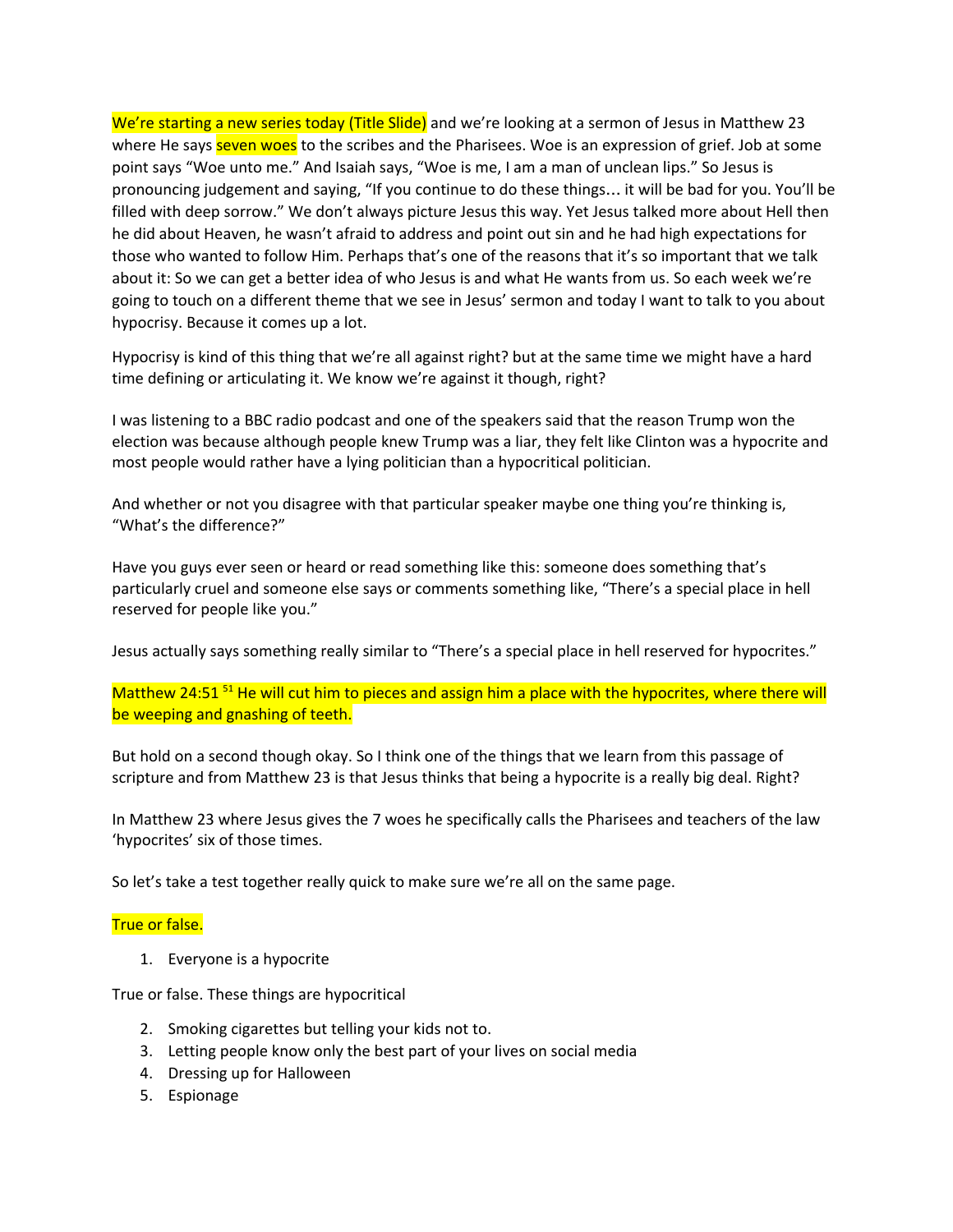We're starting a new series today (Title Slide) and we're looking at a sermon of Jesus in Matthew 23 where He says seven woes to the scribes and the Pharisees. Woe is an expression of grief. Job at some point says "Woe unto me." And Isaiah says, "Woe is me, I am a man of unclean lips." So Jesus is pronouncing judgement and saying, "If you continue to do these things… it will be bad for you. You'll be filled with deep sorrow." We don't always picture Jesus this way. Yet Jesus talked more about Hell then he did about Heaven, he wasn't afraid to address and point out sin and he had high expectations for those who wanted to follow Him. Perhaps that's one of the reasons that it's so important that we talk about it: So we can get a better idea of who Jesus is and what He wants from us. So each week we're going to touch on a different theme that we see in Jesus' sermon and today I want to talk to you about hypocrisy. Because it comes up a lot.

Hypocrisy is kind of this thing that we're all against right? but at the same time we might have a hard time defining or articulating it. We know we're against it though, right?

I was listening to a BBC radio podcast and one of the speakers said that the reason Trump won the election was because although people knew Trump was a liar, they felt like Clinton was a hypocrite and most people would rather have a lying politician than a hypocritical politician.

And whether or not you disagree with that particular speaker maybe one thing you're thinking is, "What's the difference?"

Have you guys ever seen or heard or read something like this: someone does something that's particularly cruel and someone else says or comments something like, "There's a special place in hell reserved for people like you."

Jesus actually says something really similar to "There's a special place in hell reserved for hypocrites."

Matthew 24:51 [51] He will cut him to pieces and assign him a place with the hypocrites, where there will be weeping and gnashing of teeth.

But hold on a second though okay. So I think one of the things that we learn from this passage of scripture and from Matthew 23 is that Jesus thinks that being a hypocrite is a really big deal. Right?

In Matthew 23 where Jesus gives the 7 woes he specifically calls the Pharisees and teachers of the law 'hypocrites' six of those times.

So let's take a test together really quick to make sure we're all on the same page.

True or false.

1. Everyone is a hypocrite

True or false. These things are hypocritical

2. Smoking cigarettes but telling your kids not to.
3. Letting people know only the best part of your lives on social media
4. Dressing up for Halloween
5. Espionage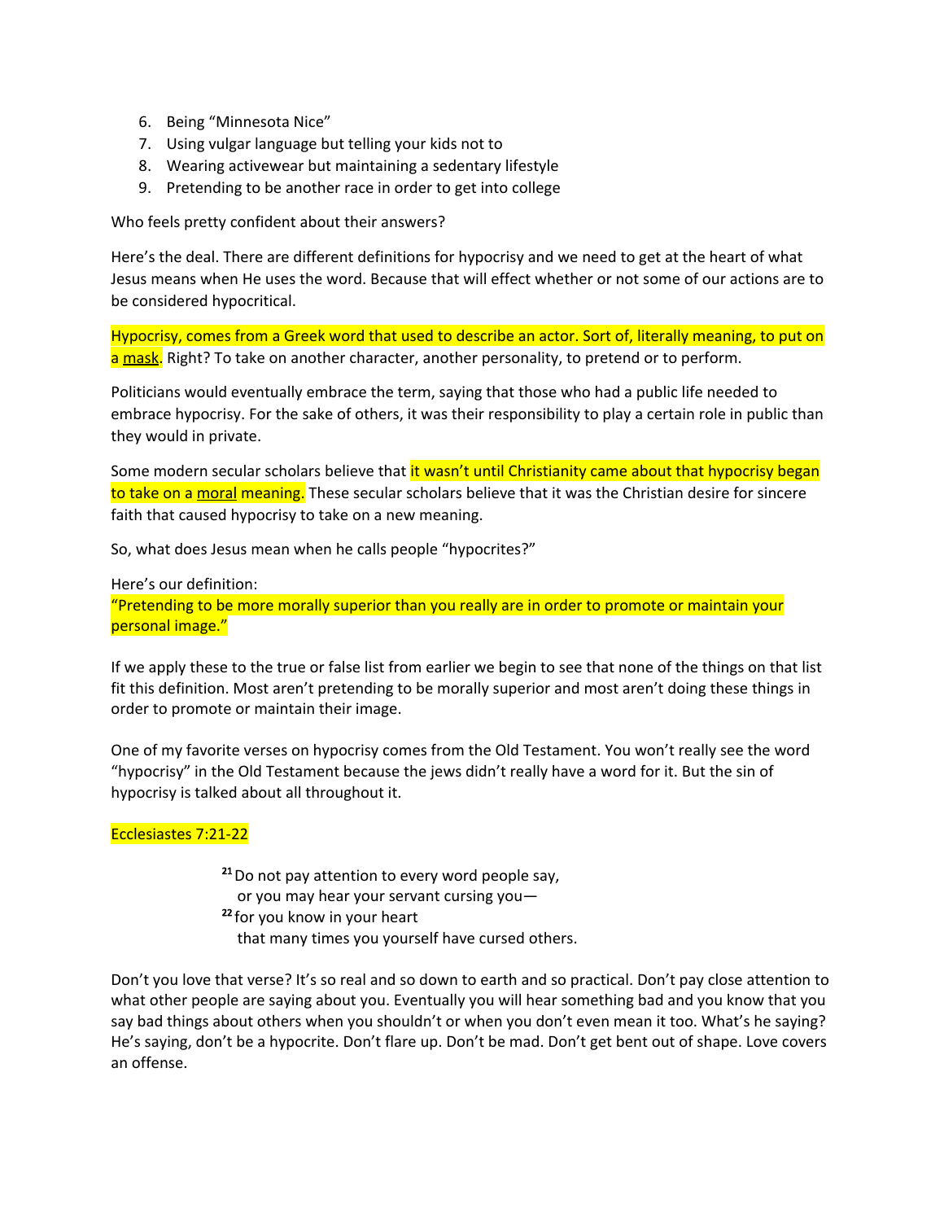6. Being "Minnesota Nice"
7. Using vulgar language but telling your kids not to
8. Wearing activewear but maintaining a sedentary lifestyle
9. Pretending to be another race in order to get into college

Who feels pretty confident about their answers?

Here's the deal. There are different definitions for hypocrisy and we need to get at the heart of what Jesus means when He uses the word. Because that will effect whether or not some of our actions are to be considered hypocritical.

Hypocrisy, comes from a Greek word that used to describe an actor. Sort of, literally meaning, to put on a mask. Right? To take on another character, another personality, to pretend or to perform.

Politicians would eventually embrace the term, saying that those who had a public life needed to embrace hypocrisy. For the sake of others, it was their responsibility to play a certain role in public than they would in private.

Some modern secular scholars believe that it wasn't until Christianity came about that hypocrisy began to take on a moral meaning. These secular scholars believe that it was the Christian desire for sincere faith that caused hypocrisy to take on a new meaning.

So, what does Jesus mean when he calls people "hypocrites?"

Here's our definition:
"Pretending to be more morally superior than you really are in order to promote or maintain your personal image."

If we apply these to the true or false list from earlier we begin to see that none of the things on that list fit this definition. Most aren't pretending to be morally superior and most aren't doing these things in order to promote or maintain their image.

One of my favorite verses on hypocrisy comes from the Old Testament. You won't really see the word "hypocrisy" in the Old Testament because the jews didn't really have a word for it. But the sin of hypocrisy is talked about all throughout it.

Ecclesiastes 7:21-22

> [21] Do not pay attention to every word people say,
> or you may hear your servant cursing you—
> [22] for you know in your heart
> that many times you yourself have cursed others.

Don't you love that verse? It's so real and so down to earth and so practical. Don't pay close attention to what other people are saying about you. Eventually you will hear something bad and you know that you say bad things about others when you shouldn't or when you don't even mean it too. What's he saying? He's saying, don't be a hypocrite. Don't flare up. Don't be mad. Don't get bent out of shape. Love covers an offense.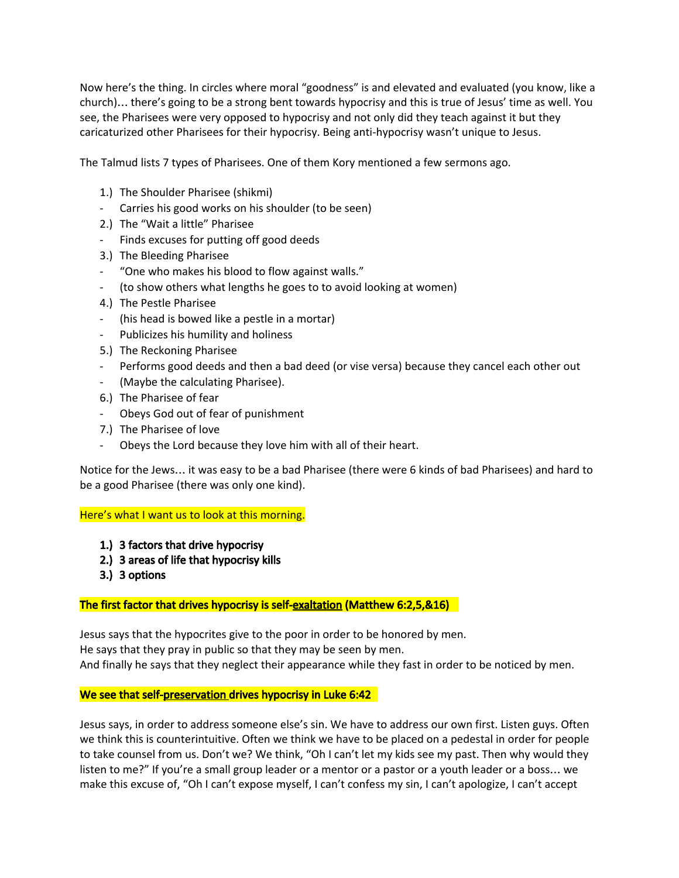Now here's the thing. In circles where moral "goodness" is and elevated and evaluated (you know, like a church)… there's going to be a strong bent towards hypocrisy and this is true of Jesus' time as well. You see, the Pharisees were very opposed to hypocrisy and not only did they teach against it but they caricaturized other Pharisees for their hypocrisy. Being anti-hypocrisy wasn't unique to Jesus.

The Talmud lists 7 types of Pharisees. One of them Kory mentioned a few sermons ago.

1.) The Shoulder Pharisee (shikmi)
- Carries his good works on his shoulder (to be seen)
2.) The "Wait a little" Pharisee
- Finds excuses for putting off good deeds
3.) The Bleeding Pharisee
- "One who makes his blood to flow against walls."
- (to show others what lengths he goes to to avoid looking at women)
4.) The Pestle Pharisee
- (his head is bowed like a pestle in a mortar)
- Publicizes his humility and holiness
5.) The Reckoning Pharisee
- Performs good deeds and then a bad deed (or vise versa) because they cancel each other out
- (Maybe the calculating Pharisee).
6.) The Pharisee of fear
- Obeys God out of fear of punishment
7.) The Pharisee of love
- Obeys the Lord because they love him with all of their heart.

Notice for the Jews… it was easy to be a bad Pharisee (there were 6 kinds of bad Pharisees) and hard to be a good Pharisee (there was only one kind).

Here's what I want us to look at this morning.

1. **3 factors that drive hypocrisy**
2. **3 areas of life that hypocrisy kills**
3. **3 options**

**The first factor that drives hypocrisy is self-exaltation (Matthew 6:2,5,&16)**

Jesus says that the hypocrites give to the poor in order to be honored by men.
He says that they pray in public so that they may be seen by men.
And finally he says that they neglect their appearance while they fast in order to be noticed by men.

**We see that self-preservation drives hypocrisy in Luke 6:42**

Jesus says, in order to address someone else's sin. We have to address our own first. Listen guys. Often we think this is counterintuitive. Often we think we have to be placed on a pedestal in order for people to take counsel from us. Don't we? We think, "Oh I can't let my kids see my past. Then why would they listen to me?" If you're a small group leader or a mentor or a pastor or a youth leader or a boss… we make this excuse of, "Oh I can't expose myself, I can't confess my sin, I can't apologize, I can't accept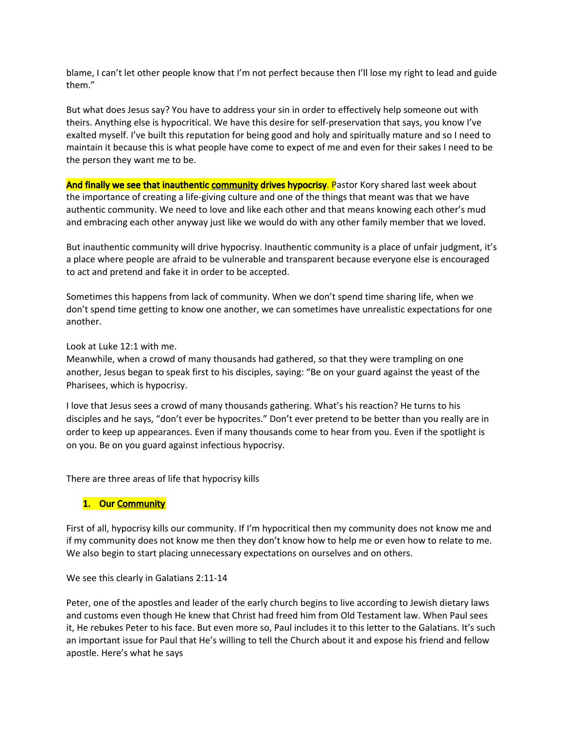blame, I can't let other people know that I'm not perfect because then I'll lose my right to lead and guide them."

But what does Jesus say? You have to address your sin in order to effectively help someone out with theirs. Anything else is hypocritical. We have this desire for self-preservation that says, you know I've exalted myself. I've built this reputation for being good and holy and spiritually mature and so I need to maintain it because this is what people have come to expect of me and even for their sakes I need to be the person they want me to be.

**And finally we see that inauthentic community drives hypocrisy**. Pastor Kory shared last week about the importance of creating a life-giving culture and one of the things that meant was that we have authentic community. We need to love and like each other and that means knowing each other's mud and embracing each other anyway just like we would do with any other family member that we loved.

But inauthentic community will drive hypocrisy. Inauthentic community is a place of unfair judgment, it's a place where people are afraid to be vulnerable and transparent because everyone else is encouraged to act and pretend and fake it in order to be accepted.

Sometimes this happens from lack of community. When we don't spend time sharing life, when we don't spend time getting to know one another, we can sometimes have unrealistic expectations for one another.

Look at Luke 12:1 with me.
Meanwhile, when a crowd of many thousands had gathered, so that they were trampling on one another, Jesus began to speak first to his disciples, saying: "Be on your guard against the yeast of the Pharisees, which is hypocrisy.

I love that Jesus sees a crowd of many thousands gathering. What's his reaction? He turns to his disciples and he says, "don't ever be hypocrites." Don't ever pretend to be better than you really are in order to keep up appearances. Even if many thousands come to hear from you. Even if the spotlight is on you. Be on you guard against infectious hypocrisy.

There are three areas of life that hypocrisy kills

1. **Our Community**

First of all, hypocrisy kills our community. If I'm hypocritical then my community does not know me and if my community does not know me then they don't know how to help me or even how to relate to me. We also begin to start placing unnecessary expectations on ourselves and on others.

We see this clearly in Galatians 2:11-14

Peter, one of the apostles and leader of the early church begins to live according to Jewish dietary laws and customs even though He knew that Christ had freed him from Old Testament law. When Paul sees it, He rebukes Peter to his face. But even more so, Paul includes it to this letter to the Galatians. It's such an important issue for Paul that He's willing to tell the Church about it and expose his friend and fellow apostle. Here's what he says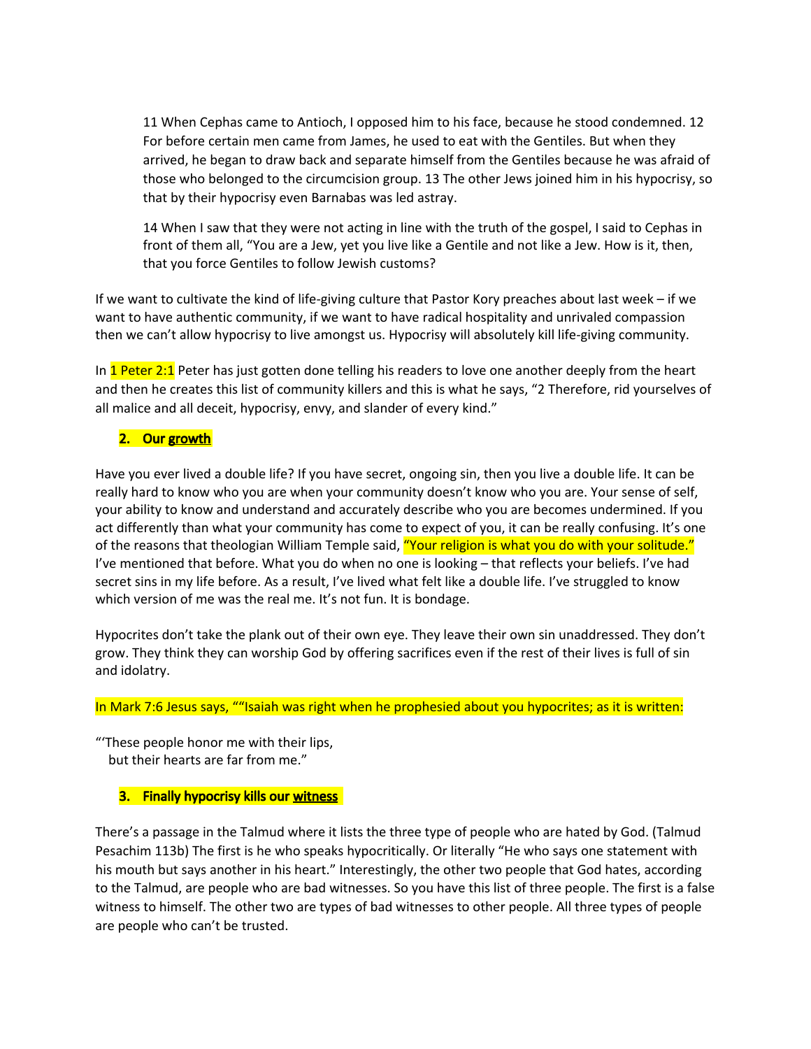> 11 When Cephas came to Antioch, I opposed him to his face, because he stood condemned. 12 For before certain men came from James, he used to eat with the Gentiles. But when they arrived, he began to draw back and separate himself from the Gentiles because he was afraid of those who belonged to the circumcision group. 13 The other Jews joined him in his hypocrisy, so that by their hypocrisy even Barnabas was led astray.
>
> 14 When I saw that they were not acting in line with the truth of the gospel, I said to Cephas in front of them all, "You are a Jew, yet you live like a Gentile and not like a Jew. How is it, then, that you force Gentiles to follow Jewish customs?

If we want to cultivate the kind of life-giving culture that Pastor Kory preaches about last week – if we want to have authentic community, if we want to have radical hospitality and unrivaled compassion then we can't allow hypocrisy to live amongst us. Hypocrisy will absolutely kill life-giving community.

In 1 Peter 2:1 Peter has just gotten done telling his readers to love one another deeply from the heart and then he creates this list of community killers and this is what he says, "2 Therefore, rid yourselves of all malice and all deceit, hypocrisy, envy, and slander of every kind."

2. **Our <u>growth</u>**

Have you ever lived a double life? If you have secret, ongoing sin, then you live a double life. It can be really hard to know who you are when your community doesn't know who you are. Your sense of self, your ability to know and understand and accurately describe who you are becomes undermined. If you act differently than what your community has come to expect of you, it can be really confusing. It's one of the reasons that theologian William Temple said, "Your religion is what you do with your solitude." I've mentioned that before. What you do when no one is looking – that reflects your beliefs. I've had secret sins in my life before. As a result, I've lived what felt like a double life. I've struggled to know which version of me was the real me. It's not fun. It is bondage.

Hypocrites don't take the plank out of their own eye. They leave their own sin unaddressed. They don't grow. They think they can worship God by offering sacrifices even if the rest of their lives is full of sin and idolatry.

In Mark 7:6 Jesus says, ""Isaiah was right when he prophesied about you hypocrites; as it is written:

"'These people honor me with their lips,
but their hearts are far from me."

3. **Finally hypocrisy kills our <u>witness</u>**

There's a passage in the Talmud where it lists the three type of people who are hated by God. (Talmud Pesachim 113b) The first is he who speaks hypocritically. Or literally "He who says one statement with his mouth but says another in his heart." Interestingly, the other two people that God hates, according to the Talmud, are people who are bad witnesses. So you have this list of three people. The first is a false witness to himself. The other two are types of bad witnesses to other people. All three types of people are people who can't be trusted.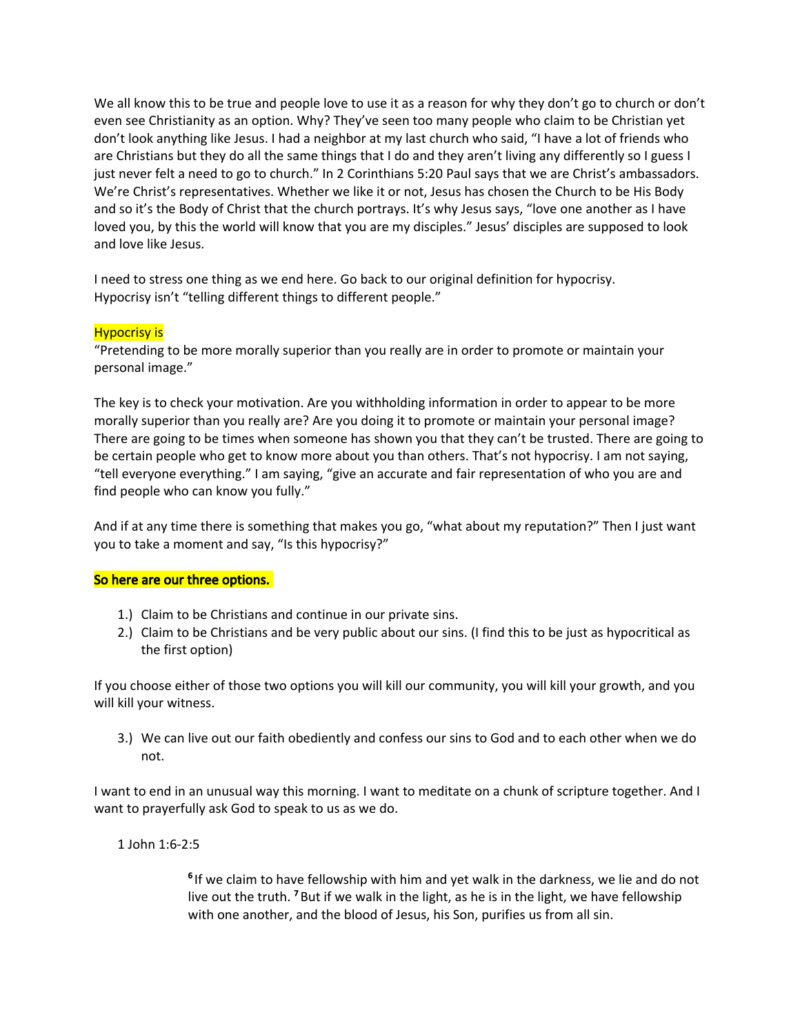We all know this to be true and people love to use it as a reason for why they don't go to church or don't even see Christianity as an option. Why? They've seen too many people who claim to be Christian yet don't look anything like Jesus. I had a neighbor at my last church who said, "I have a lot of friends who are Christians but they do all the same things that I do and they aren't living any differently so I guess I just never felt a need to go to church." In 2 Corinthians 5:20 Paul says that we are Christ's ambassadors. We're Christ's representatives. Whether we like it or not, Jesus has chosen the Church to be His Body and so it's the Body of Christ that the church portrays. It's why Jesus says, "love one another as I have loved you, by this the world will know that you are my disciples." Jesus' disciples are supposed to look and love like Jesus.

I need to stress one thing as we end here. Go back to our original definition for hypocrisy. Hypocrisy isn't "telling different things to different people."

Hypocrisy is
"Pretending to be more morally superior than you really are in order to promote or maintain your personal image."

The key is to check your motivation. Are you withholding information in order to appear to be more morally superior than you really are? Are you doing it to promote or maintain your personal image? There are going to be times when someone has shown you that they can't be trusted. There are going to be certain people who get to know more about you than others. That's not hypocrisy. I am not saying, "tell everyone everything." I am saying, "give an accurate and fair representation of who you are and find people who can know you fully."

And if at any time there is something that makes you go, "what about my reputation?" Then I just want you to take a moment and say, "Is this hypocrisy?"

**So here are our three options.**

1.) Claim to be Christians and continue in our private sins.
2.) Claim to be Christians and be very public about our sins. (I find this to be just as hypocritical as the first option)

If you choose either of those two options you will kill our community, you will kill your growth, and you will kill your witness.

3.) We can live out our faith obediently and confess our sins to God and to each other when we do not.

I want to end in an unusual way this morning. I want to meditate on a chunk of scripture together. And I want to prayerfully ask God to speak to us as we do.

1 John 1:6-2:5

> [6] If we claim to have fellowship with him and yet walk in the darkness, we lie and do not live out the truth. [7] But if we walk in the light, as he is in the light, we have fellowship with one another, and the blood of Jesus, his Son, purifies us from all sin.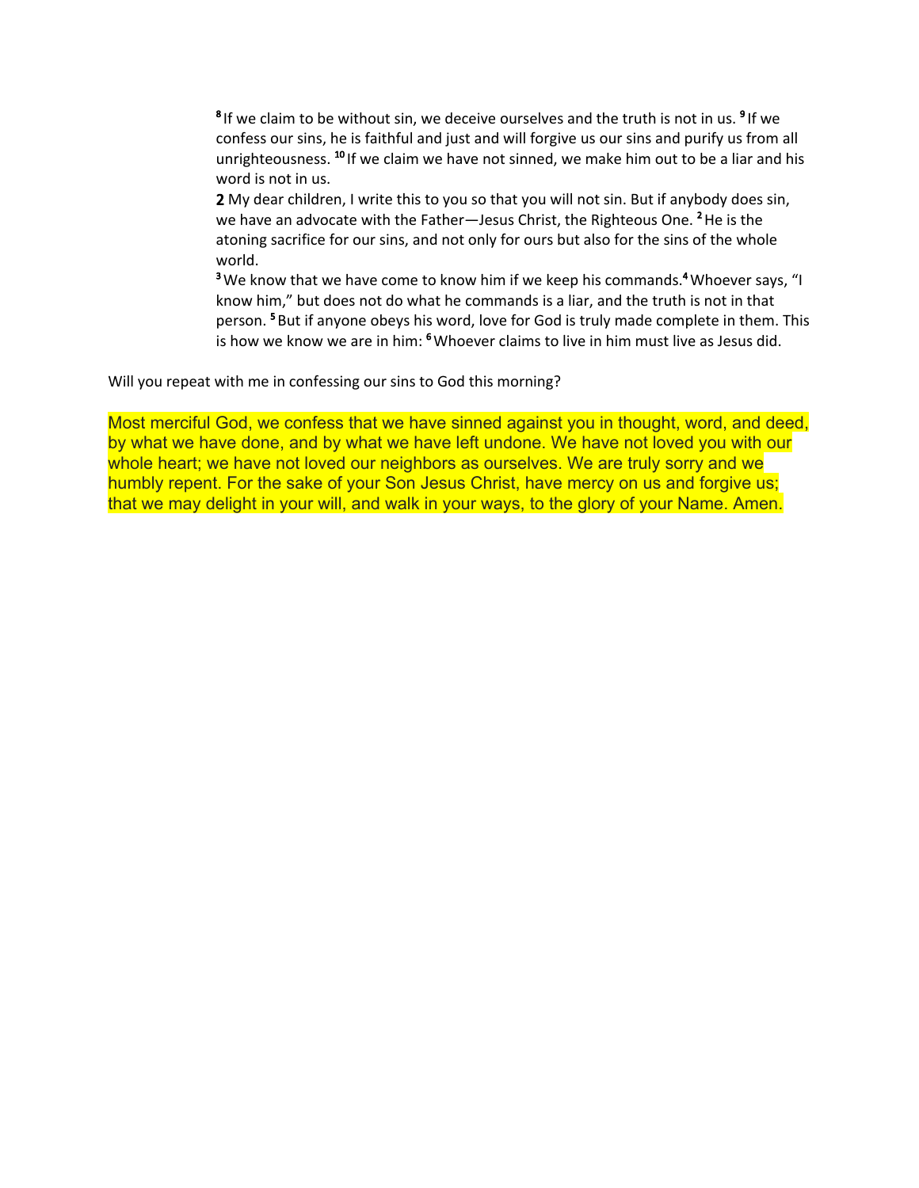[8] If we claim to be without sin, we deceive ourselves and the truth is not in us. [9] If we confess our sins, he is faithful and just and will forgive us our sins and purify us from all unrighteousness. [10] If we claim we have not sinned, we make him out to be a liar and his word is not in us.

**2** My dear children, I write this to you so that you will not sin. But if anybody does sin, we have an advocate with the Father—Jesus Christ, the Righteous One. [2] He is the atoning sacrifice for our sins, and not only for ours but also for the sins of the whole world.

[3] We know that we have come to know him if we keep his commands. [4] Whoever says, "I know him," but does not do what he commands is a liar, and the truth is not in that person. [5] But if anyone obeys his word, love for God is truly made complete in them. This is how we know we are in him: [6] Whoever claims to live in him must live as Jesus did.

Will you repeat with me in confessing our sins to God this morning?

Most merciful God, we confess that we have sinned against you in thought, word, and deed, by what we have done, and by what we have left undone. We have not loved you with our whole heart; we have not loved our neighbors as ourselves. We are truly sorry and we humbly repent. For the sake of your Son Jesus Christ, have mercy on us and forgive us; that we may delight in your will, and walk in your ways, to the glory of your Name. Amen.